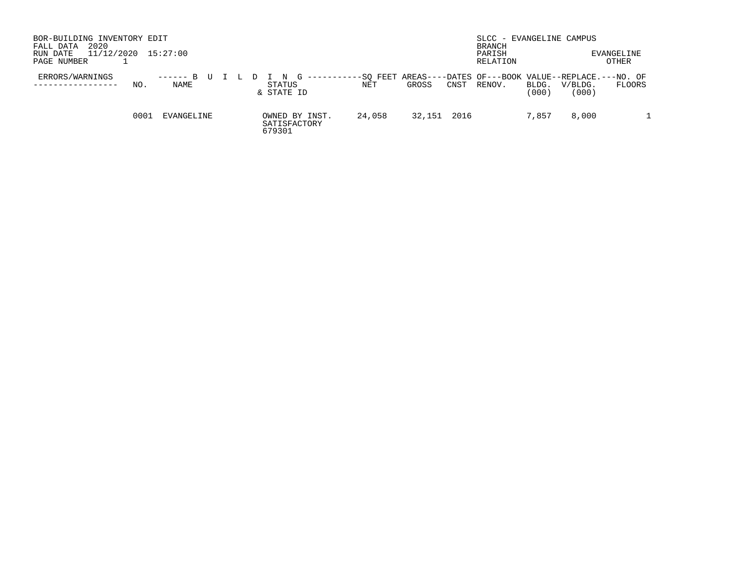BOR-BUILDING INVENTORY EDIT
FALL DATA 2020
RUN DATE 11/12/2020 15:27:00
PAGE NUMBER 1

SLCC - EVANGELINE CAMPUS
BRANCH
PARISH EVANGELINE
RELATION OTHER

| ERRORS/WARNINGS | BUILDING NO. | BUILDING NAME | STATUS & STATE ID | SQ FEET AREAS NET | SQ FEET AREAS GROSS | DATES OF CNST | DATES OF RENOV. | BOOK VALUE BLDG. (000) | REPLACE. V/BLDG. (000) | NO. OF FLOORS |
|---|---|---|---|---|---|---|---|---|---|---|
| | 0001 | EVANGELINE | OWNED BY INST. SATISFACTORY 679301 | 24,058 | 32,151 | 2016 | | 7,857 | 8,000 | 1 |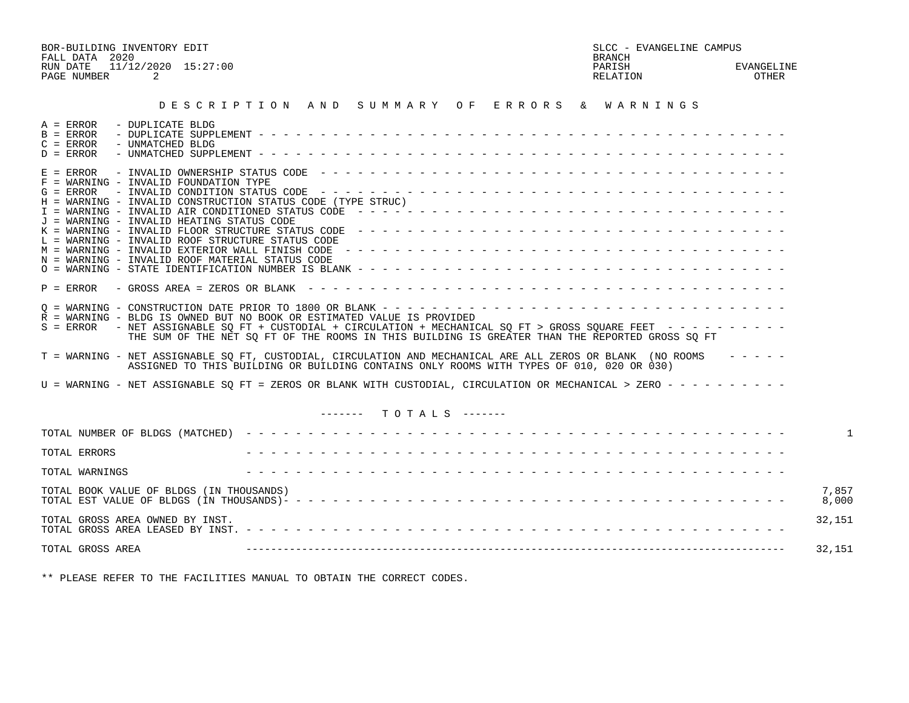BOR-BUILDING INVENTORY EDIT
FALL DATA 2020
RUN DATE 11/12/2020 15:27:00
PAGE NUMBER 2

SLCC - EVANGELINE CAMPUS
BRANCH
PARISH EVANGELINE
RELATION OTHER

## DESCRIPTION AND SUMMARY OF ERRORS & WARNINGS

A = ERROR - DUPLICATE BLDG
B = ERROR - DUPLICATE SUPPLEMENT
C = ERROR - UNMATCHED BLDG
D = ERROR - UNMATCHED SUPPLEMENT

E = ERROR - INVALID OWNERSHIP STATUS CODE
F = WARNING - INVALID FOUNDATION TYPE
G = ERROR - INVALID CONDITION STATUS CODE
H = WARNING - INVALID CONSTRUCTION STATUS CODE (TYPE STRUC)
I = WARNING - INVALID AIR CONDITIONED STATUS CODE
J = WARNING - INVALID HEATING STATUS CODE
K = WARNING - INVALID FLOOR STRUCTURE STATUS CODE
L = WARNING - INVALID ROOF STRUCTURE STATUS CODE
M = WARNING - INVALID EXTERIOR WALL FINISH CODE
N = WARNING - INVALID ROOF MATERIAL STATUS CODE
O = WARNING - STATE IDENTIFICATION NUMBER IS BLANK

P = ERROR - GROSS AREA = ZEROS OR BLANK

Q = WARNING - CONSTRUCTION DATE PRIOR TO 1800 OR BLANK
R = WARNING - BLDG IS OWNED BUT NO BOOK OR ESTIMATED VALUE IS PROVIDED
S = ERROR - NET ASSIGNABLE SQ FT + CUSTODIAL + CIRCULATION + MECHANICAL SQ FT > GROSS SQUARE FEET
THE SUM OF THE NET SQ FT OF THE ROOMS IN THIS BUILDING IS GREATER THAN THE REPORTED GROSS SQ FT

T = WARNING - NET ASSIGNABLE SQ FT, CUSTODIAL, CIRCULATION AND MECHANICAL ARE ALL ZEROS OR BLANK (NO ROOMS ASSIGNED TO THIS BUILDING OR BUILDING CONTAINS ONLY ROOMS WITH TYPES OF 010, 020 OR 030)

U = WARNING - NET ASSIGNABLE SQ FT = ZEROS OR BLANK WITH CUSTODIAL, CIRCULATION OR MECHANICAL > ZERO

## TOTALS

| | |
|---|---|
| TOTAL NUMBER OF BLDGS (MATCHED) | 1 |
| TOTAL ERRORS | |
| TOTAL WARNINGS | |
| TOTAL BOOK VALUE OF BLDGS (IN THOUSANDS) | 7,857 |
| TOTAL EST VALUE OF BLDGS (IN THOUSANDS) | 8,000 |
| TOTAL GROSS AREA OWNED BY INST. | 32,151 |
| TOTAL GROSS AREA LEASED BY INST. | |
| TOTAL GROSS AREA | 32,151 |

** PLEASE REFER TO THE FACILITIES MANUAL TO OBTAIN THE CORRECT CODES.